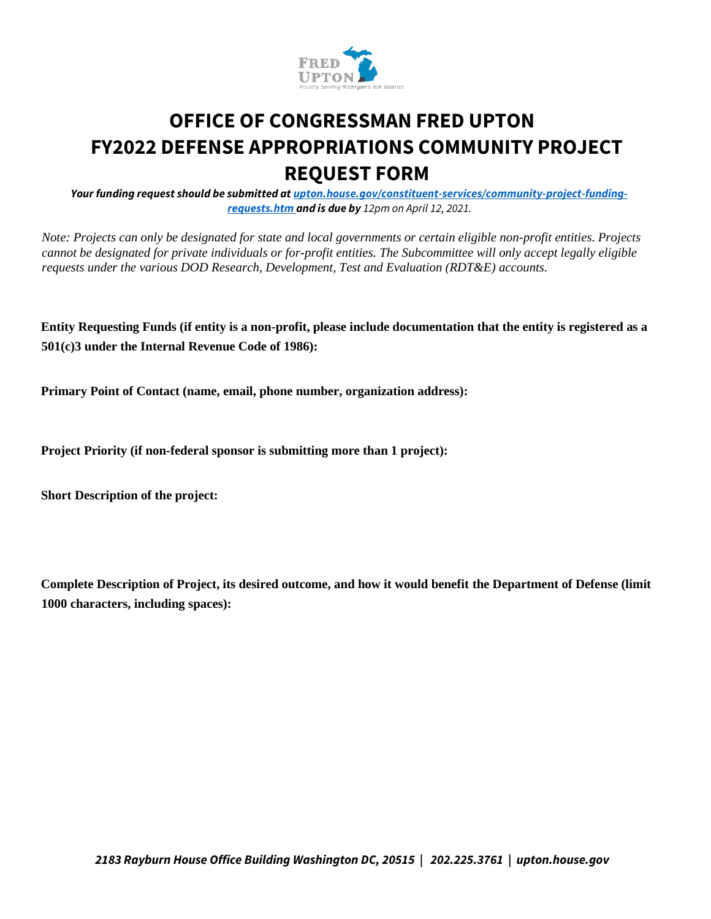# OFFICE OF CONGRESSMAN FRED UPTON
# FY2022 DEFENSE APPROPRIATIONS COMMUNITY PROJECT REQUEST FORM

***Your funding request should be submitted at [upton.house.gov/constituent-services/community-project-funding-requests.htm](upton.house.gov/constituent-services/community-project-funding-requests.htm) and is due by** 12pm on April 12, 2021.*

*Note: Projects can only be designated for state and local governments or certain eligible non-profit entities. Projects cannot be designated for private individuals or for-profit entities. The Subcommittee will only accept legally eligible requests under the various DOD Research, Development, Test and Evaluation (RDT&E) accounts.*

**Entity Requesting Funds (if entity is a non-profit, please include documentation that the entity is registered as a 501(c)3 under the Internal Revenue Code of 1986):**

**Primary Point of Contact (name, email, phone number, organization address):**

**Project Priority (if non-federal sponsor is submitting more than 1 project):**

**Short Description of the project:**

**Complete Description of Project, its desired outcome, and how it would benefit the Department of Defense (limit 1000 characters, including spaces):**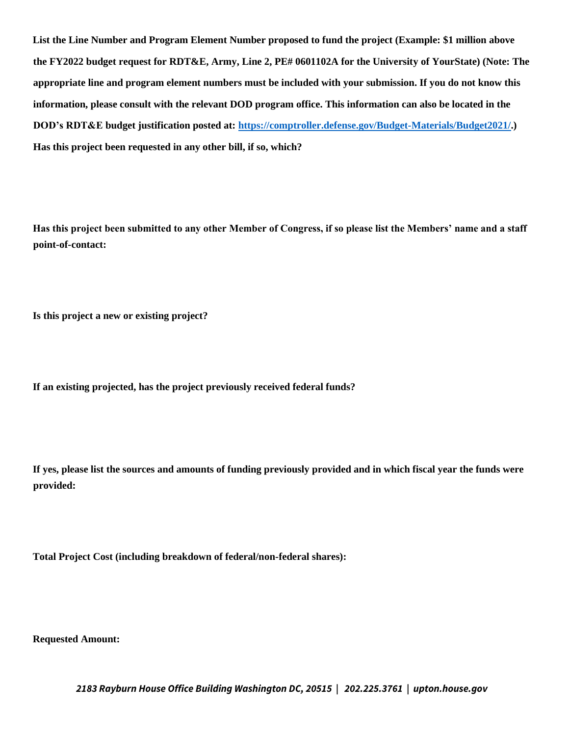**List the Line Number and Program Element Number proposed to fund the project (Example: $1 million above the FY2022 budget request for RDT&E, Army, Line 2, PE# 0601102A for the University of YourState) (Note: The appropriate line and program element numbers must be included with your submission. If you do not know this information, please consult with the relevant DOD program office. This information can also be located in the DOD's RDT&E budget justification posted at: [https://comptroller.defense.gov/Budget-Materials/Budget2021/](https://comptroller.defense.gov/Budget-Materials/Budget2021/).)**

**Has this project been requested in any other bill, if so, which?**

**Has this project been submitted to any other Member of Congress, if so please list the Members' name and a staff point-of-contact:**

**Is this project a new or existing project?**

**If an existing projected, has the project previously received federal funds?**

**If yes, please list the sources and amounts of funding previously provided and in which fiscal year the funds were provided:**

**Total Project Cost (including breakdown of federal/non-federal shares):**

**Requested Amount:**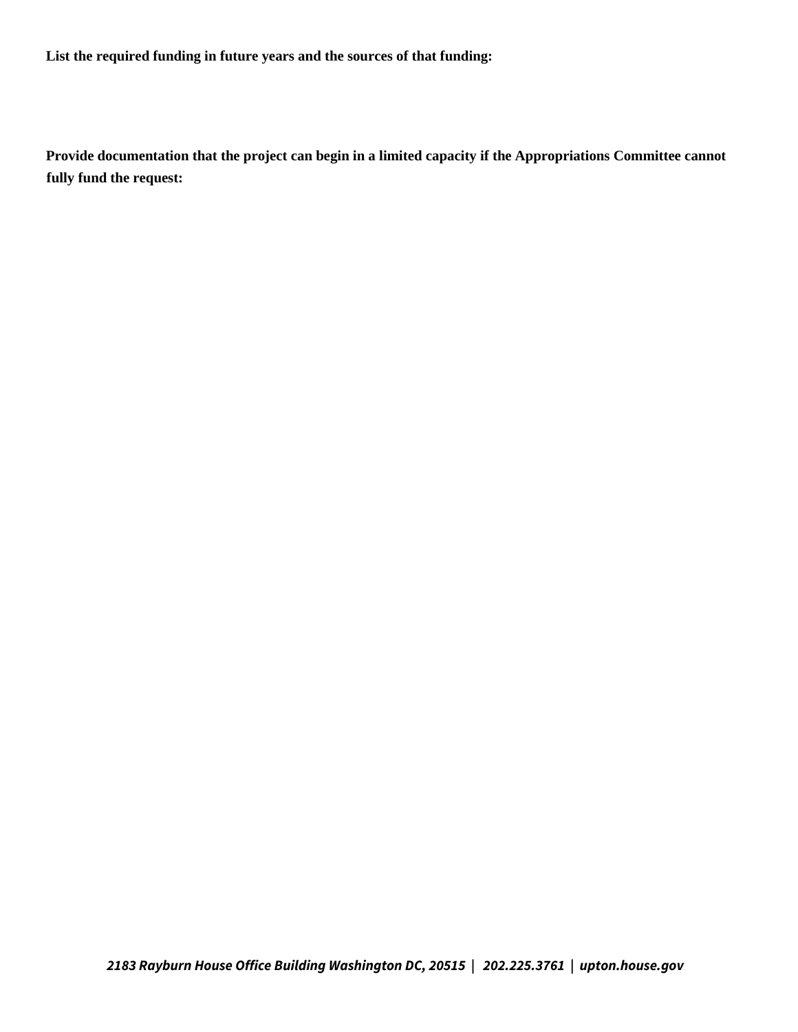**List the required funding in future years and the sources of that funding:**

**Provide documentation that the project can begin in a limited capacity if the Appropriations Committee cannot fully fund the request:**